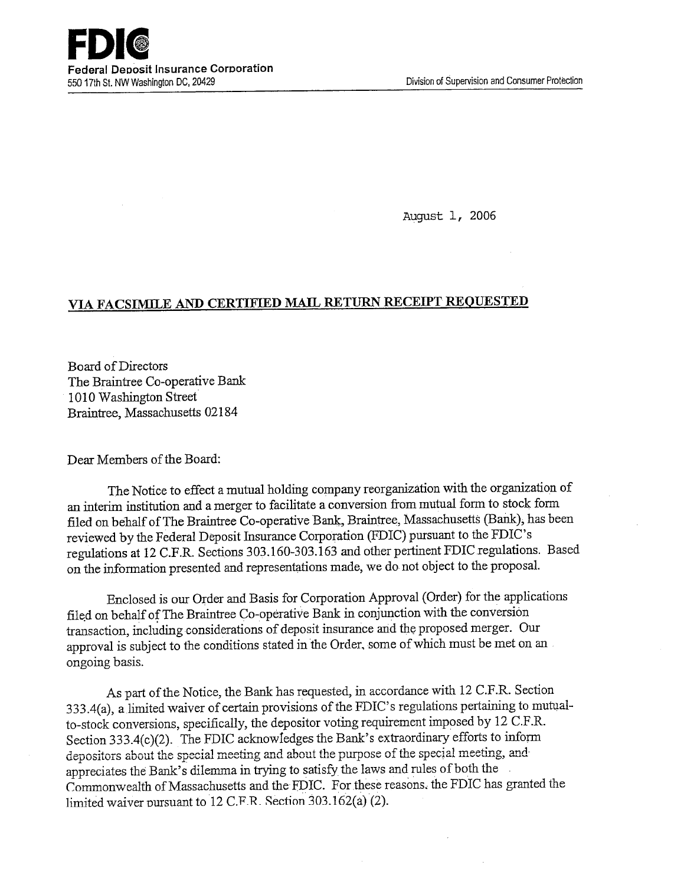**FDIC**
**Federal Deposit Insurance Corporation**
550 17th St. NW Washington DC, 20429

Division of Supervision and Consumer Protection

August 1, 2006

**VIA FACSIMILE AND CERTIFIED MAIL RETURN RECEIPT REQUESTED**

Board of Directors
The Braintree Co-operative Bank
1010 Washington Street
Braintree, Massachusetts 02184

Dear Members of the Board:

The Notice to effect a mutual holding company reorganization with the organization of an interim institution and a merger to facilitate a conversion from mutual form to stock form filed on behalf of The Braintree Co-operative Bank, Braintree, Massachusetts (Bank), has been reviewed by the Federal Deposit Insurance Corporation (FDIC) pursuant to the FDIC's regulations at 12 C.F.R. Sections 303.160-303.163 and other pertinent FDIC regulations. Based on the information presented and representations made, we do not object to the proposal.

Enclosed is our Order and Basis for Corporation Approval (Order) for the applications filed on behalf of The Braintree Co-operative Bank in conjunction with the conversion transaction, including considerations of deposit insurance and the proposed merger. Our approval is subject to the conditions stated in the Order, some of which must be met on an ongoing basis.

As part of the Notice, the Bank has requested, in accordance with 12 C.F.R. Section 333.4(a), a limited waiver of certain provisions of the FDIC's regulations pertaining to mutual-to-stock conversions, specifically, the depositor voting requirement imposed by 12 C.F.R. Section 333.4(c)(2). The FDIC acknowledges the Bank's extraordinary efforts to inform depositors about the special meeting and about the purpose of the special meeting, and appreciates the Bank's dilemma in trying to satisfy the laws and rules of both the Commonwealth of Massachusetts and the FDIC. For these reasons, the FDIC has granted the limited waiver pursuant to 12 C.F.R. Section 303.162(a) (2).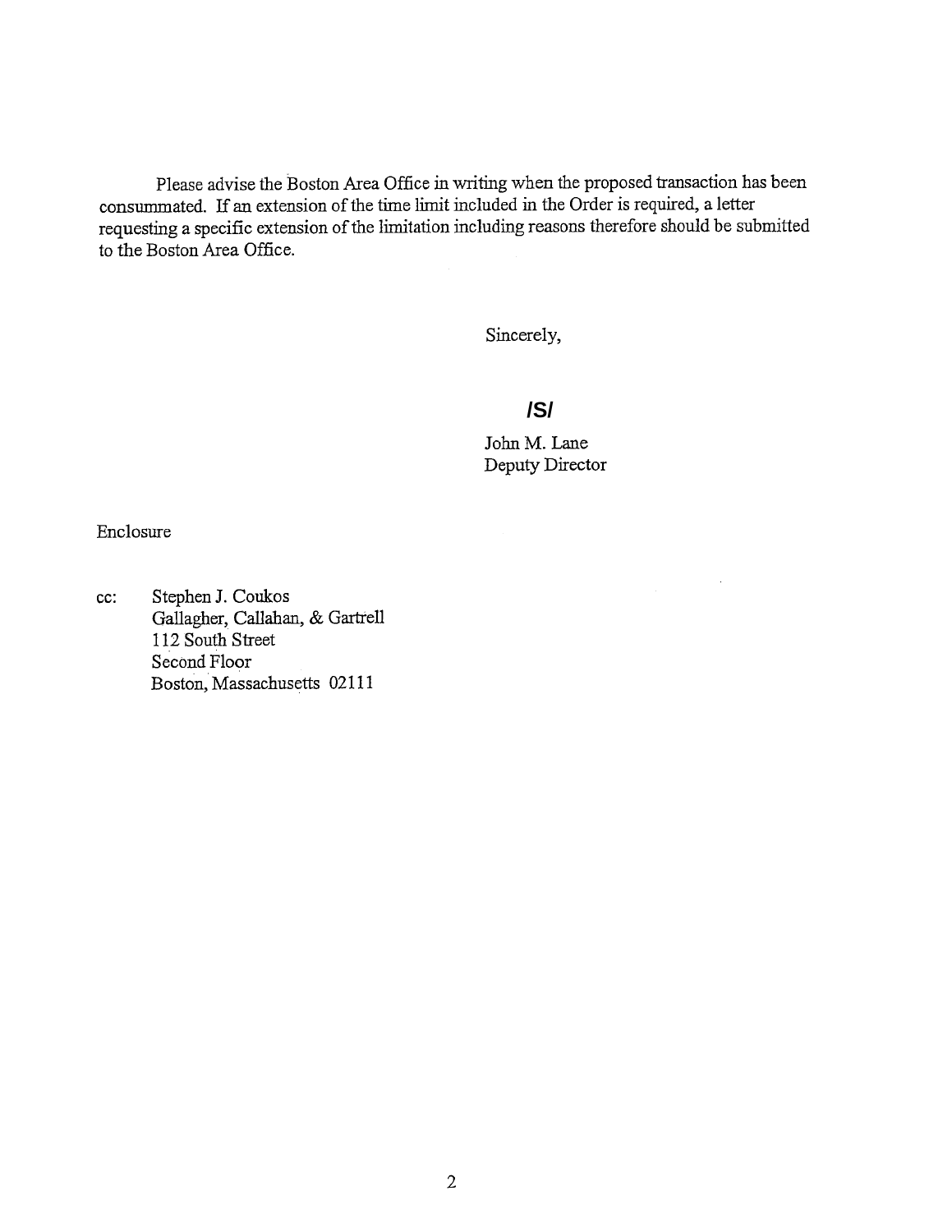Please advise the Boston Area Office in writing when the proposed transaction has been consummated. If an extension of the time limit included in the Order is required, a letter requesting a specific extension of the limitation including reasons therefore should be submitted to the Boston Area Office.

Sincerely,

**/S/**

John M. Lane
Deputy Director

Enclosure

cc: Stephen J. Coukos
Gallagher, Callahan, & Gartrell
112 South Street
Second Floor
Boston, Massachusetts 02111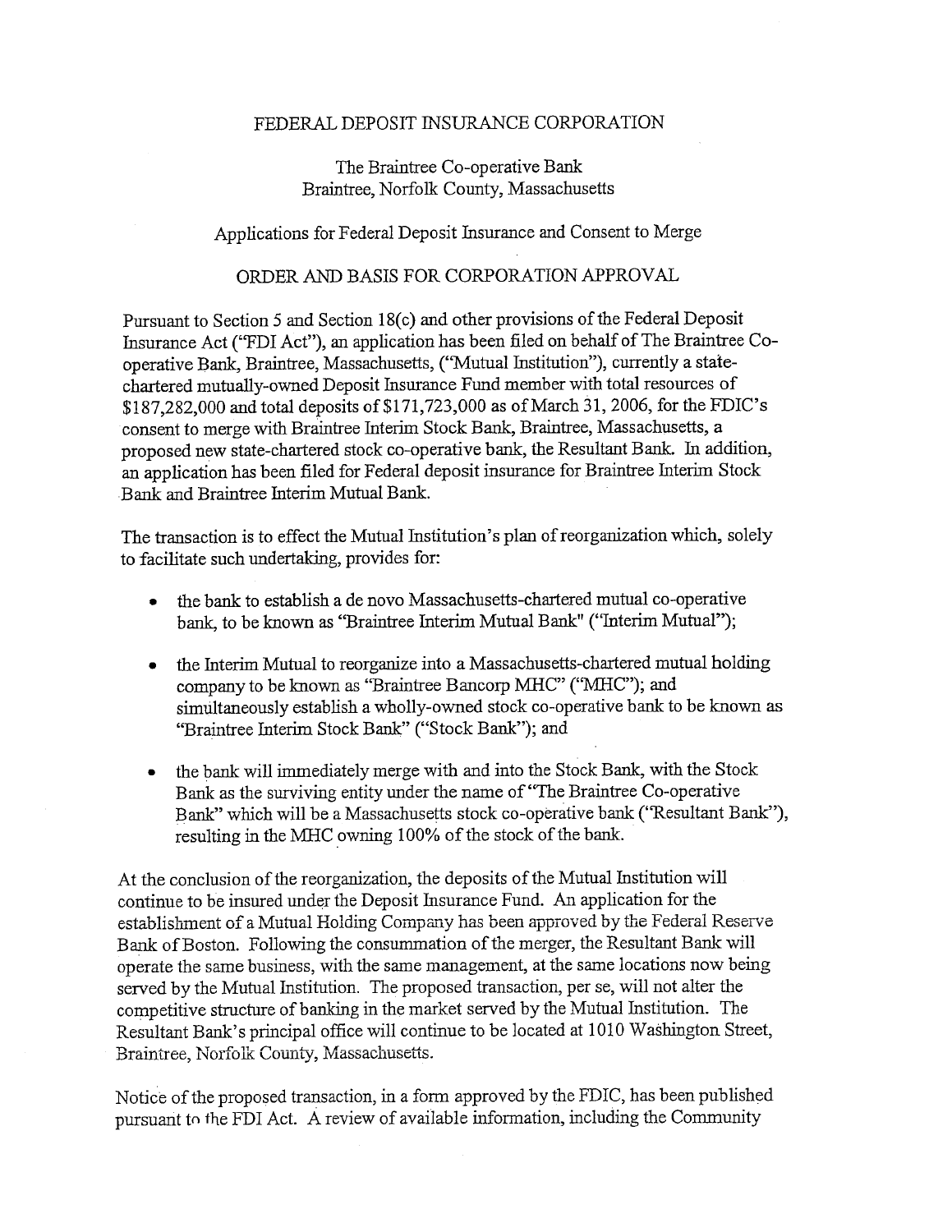FEDERAL DEPOSIT INSURANCE CORPORATION

The Braintree Co-operative Bank
Braintree, Norfolk County, Massachusetts

Applications for Federal Deposit Insurance and Consent to Merge

ORDER AND BASIS FOR CORPORATION APPROVAL

Pursuant to Section 5 and Section 18(c) and other provisions of the Federal Deposit Insurance Act ("FDI Act"), an application has been filed on behalf of The Braintree Co-operative Bank, Braintree, Massachusetts, ("Mutual Institution"), currently a state-chartered mutually-owned Deposit Insurance Fund member with total resources of $187,282,000 and total deposits of $171,723,000 as of March 31, 2006, for the FDIC's consent to merge with Braintree Interim Stock Bank, Braintree, Massachusetts, a proposed new state-chartered stock co-operative bank, the Resultant Bank. In addition, an application has been filed for Federal deposit insurance for Braintree Interim Stock Bank and Braintree Interim Mutual Bank.

The transaction is to effect the Mutual Institution's plan of reorganization which, solely to facilitate such undertaking, provides for:

- the bank to establish a de novo Massachusetts-chartered mutual co-operative bank, to be known as "Braintree Interim Mutual Bank" ("Interim Mutual");
- the Interim Mutual to reorganize into a Massachusetts-chartered mutual holding company to be known as "Braintree Bancorp MHC" ("MHC"); and simultaneously establish a wholly-owned stock co-operative bank to be known as "Braintree Interim Stock Bank" ("Stock Bank"); and
- the bank will immediately merge with and into the Stock Bank, with the Stock Bank as the surviving entity under the name of "The Braintree Co-operative Bank" which will be a Massachusetts stock co-operative bank ("Resultant Bank"), resulting in the MHC owning 100% of the stock of the bank.

At the conclusion of the reorganization, the deposits of the Mutual Institution will continue to be insured under the Deposit Insurance Fund. An application for the establishment of a Mutual Holding Company has been approved by the Federal Reserve Bank of Boston. Following the consummation of the merger, the Resultant Bank will operate the same business, with the same management, at the same locations now being served by the Mutual Institution. The proposed transaction, per se, will not alter the competitive structure of banking in the market served by the Mutual Institution. The Resultant Bank's principal office will continue to be located at 1010 Washington Street, Braintree, Norfolk County, Massachusetts.

Notice of the proposed transaction, in a form approved by the FDIC, has been published pursuant to the FDI Act. A review of available information, including the Community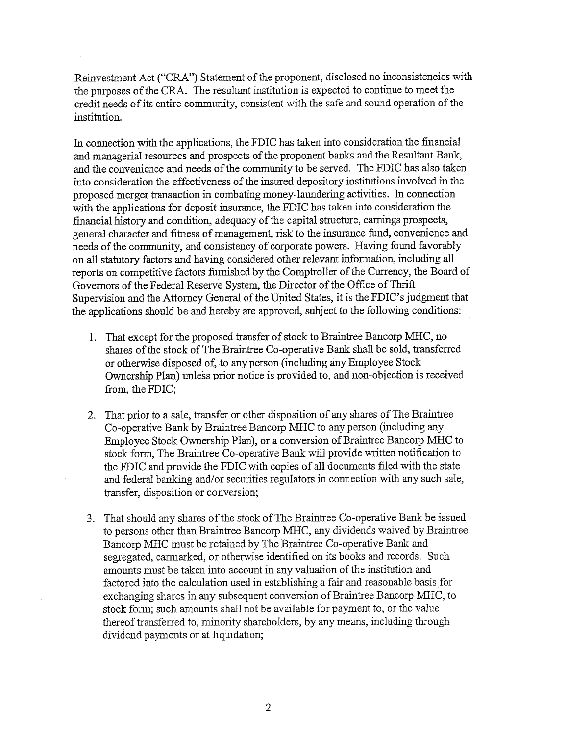Reinvestment Act ("CRA") Statement of the proponent, disclosed no inconsistencies with the purposes of the CRA. The resultant institution is expected to continue to meet the credit needs of its entire community, consistent with the safe and sound operation of the institution.

In connection with the applications, the FDIC has taken into consideration the financial and managerial resources and prospects of the proponent banks and the Resultant Bank, and the convenience and needs of the community to be served. The FDIC has also taken into consideration the effectiveness of the insured depository institutions involved in the proposed merger transaction in combating money-laundering activities. In connection with the applications for deposit insurance, the FDIC has taken into consideration the financial history and condition, adequacy of the capital structure, earnings prospects, general character and fitness of management, risk to the insurance fund, convenience and needs of the community, and consistency of corporate powers. Having found favorably on all statutory factors and having considered other relevant information, including all reports on competitive factors furnished by the Comptroller of the Currency, the Board of Governors of the Federal Reserve System, the Director of the Office of Thrift Supervision and the Attorney General of the United States, it is the FDIC's judgment that the applications should be and hereby are approved, subject to the following conditions:

1. That except for the proposed transfer of stock to Braintree Bancorp MHC, no shares of the stock of The Braintree Co-operative Bank shall be sold, transferred or otherwise disposed of, to any person (including any Employee Stock Ownership Plan) unless prior notice is provided to, and non-objection is received from, the FDIC;

2. That prior to a sale, transfer or other disposition of any shares of The Braintree Co-operative Bank by Braintree Bancorp MHC to any person (including any Employee Stock Ownership Plan), or a conversion of Braintree Bancorp MHC to stock form, The Braintree Co-operative Bank will provide written notification to the FDIC and provide the FDIC with copies of all documents filed with the state and federal banking and/or securities regulators in connection with any such sale, transfer, disposition or conversion;

3. That should any shares of the stock of The Braintree Co-operative Bank be issued to persons other than Braintree Bancorp MHC, any dividends waived by Braintree Bancorp MHC must be retained by The Braintree Co-operative Bank and segregated, earmarked, or otherwise identified on its books and records. Such amounts must be taken into account in any valuation of the institution and factored into the calculation used in establishing a fair and reasonable basis for exchanging shares in any subsequent conversion of Braintree Bancorp MHC, to stock form; such amounts shall not be available for payment to, or the value thereof transferred to, minority shareholders, by any means, including through dividend payments or at liquidation;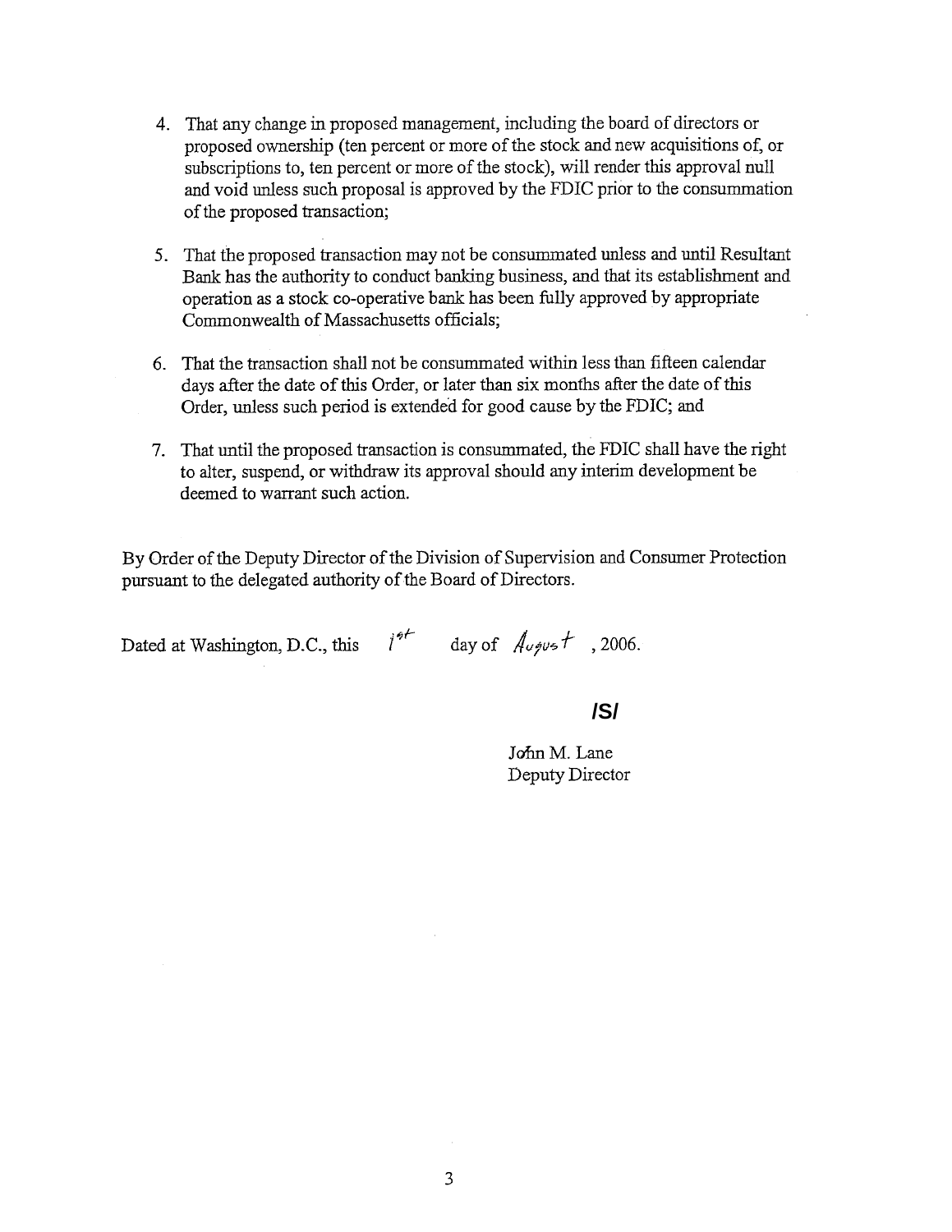4. That any change in proposed management, including the board of directors or proposed ownership (ten percent or more of the stock and new acquisitions of, or subscriptions to, ten percent or more of the stock), will render this approval null and void unless such proposal is approved by the FDIC prior to the consummation of the proposed transaction;

5. That the proposed transaction may not be consummated unless and until Resultant Bank has the authority to conduct banking business, and that its establishment and operation as a stock co-operative bank has been fully approved by appropriate Commonwealth of Massachusetts officials;

6. That the transaction shall not be consummated within less than fifteen calendar days after the date of this Order, or later than six months after the date of this Order, unless such period is extended for good cause by the FDIC; and

7. That until the proposed transaction is consummated, the FDIC shall have the right to alter, suspend, or withdraw its approval should any interim development be deemed to warrant such action.

By Order of the Deputy Director of the Division of Supervision and Consumer Protection pursuant to the delegated authority of the Board of Directors.

Dated at Washington, D.C., this 1st day of August, 2006.

/S/

John M. Lane
Deputy Director